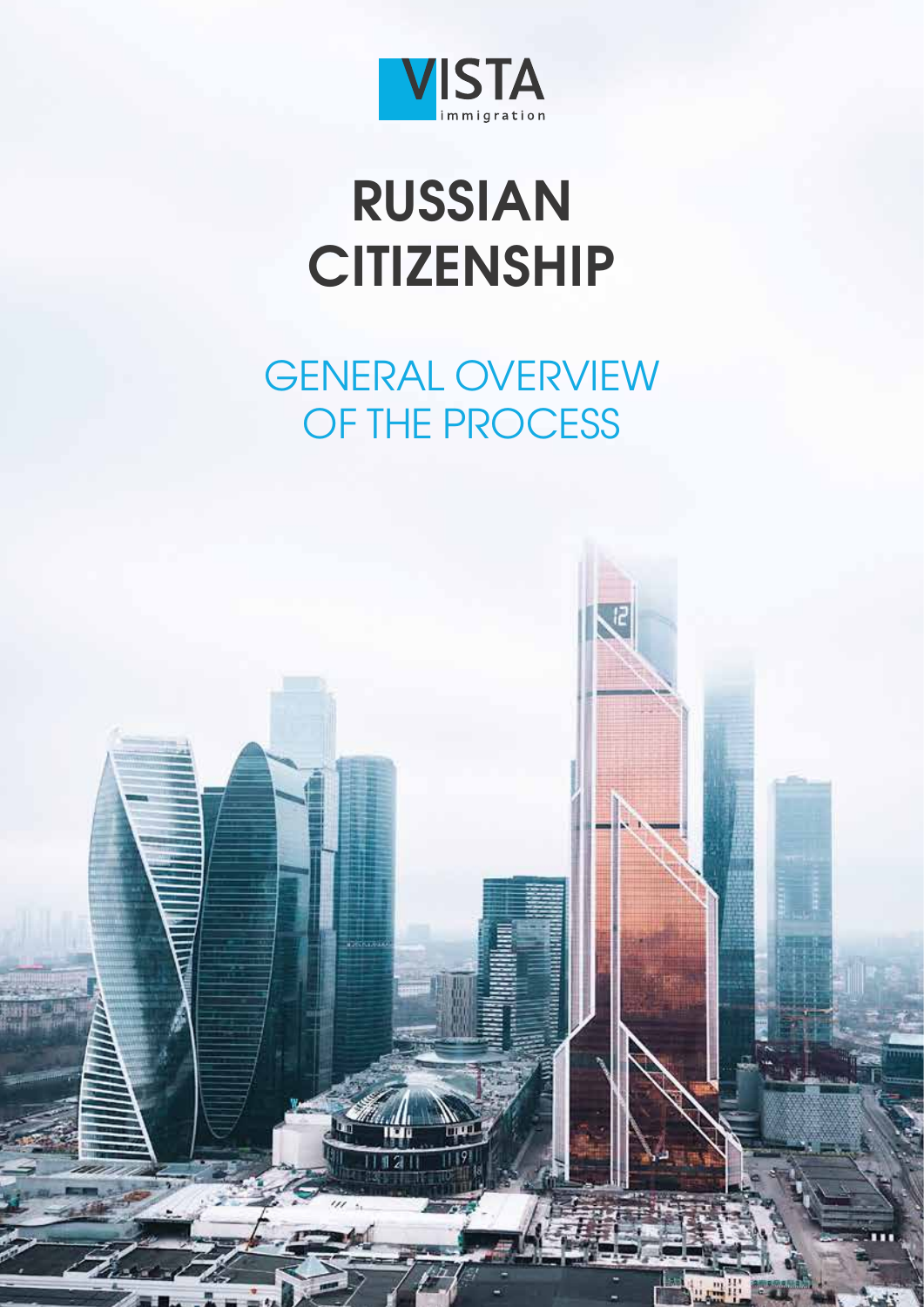VISTA immigration

# RUSSIAN CITIZENSHIP

## GENERAL OVERVIEW OF THE PROCESS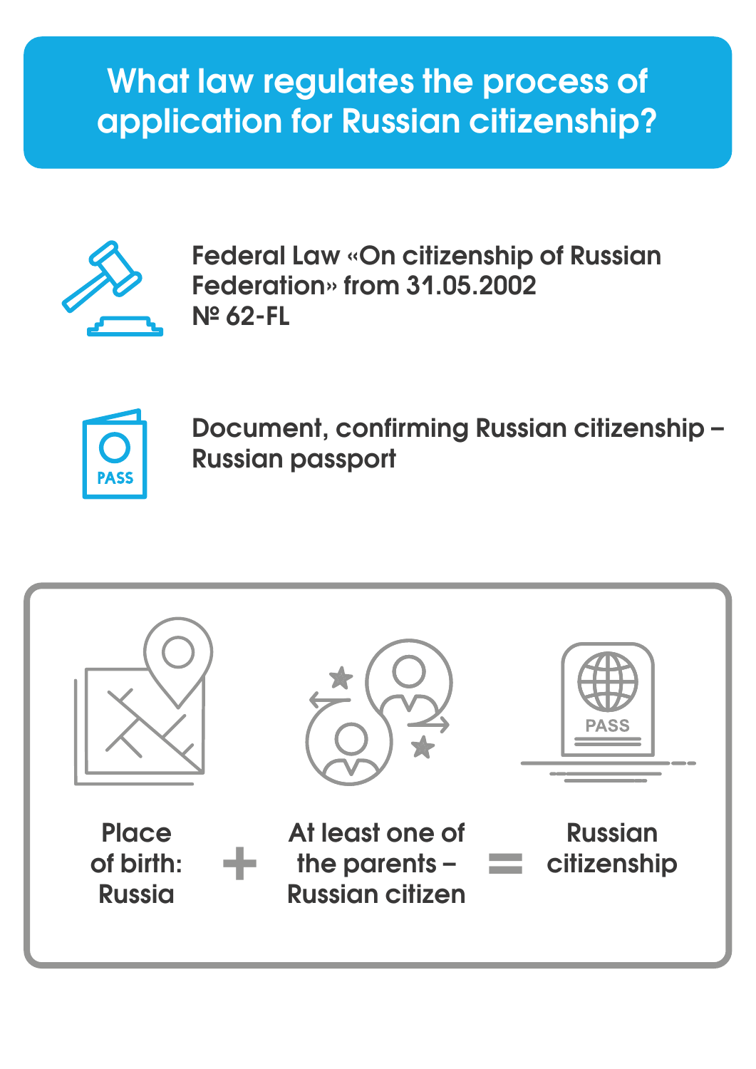# What law regulates the process of application for Russian citizenship?

Federal Law «On citizenship of Russian Federation» from 31.05.2002 № 62-FL

Document, confirming Russian citizenship – Russian passport

Place of birth: Russia + At least one of the parents – Russian citizen = Russian citizenship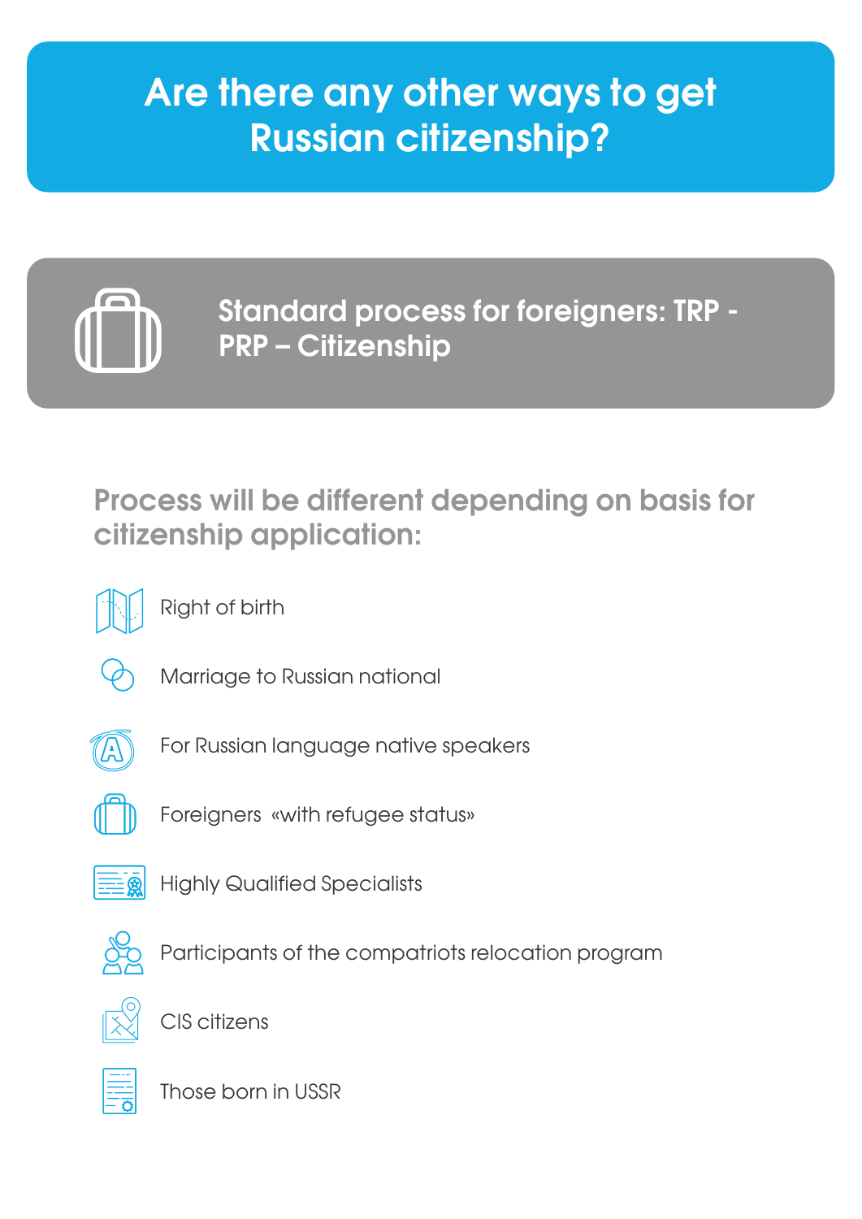# Are there any other ways to get Russian citizenship?

## Standard process for foreigners: TRP - PRP – Citizenship

### Process will be different depending on basis for citizenship application:

- Right of birth
- Marriage to Russian national
- For Russian language native speakers
- Foreigners «with refugee status»
- Highly Qualified Specialists
- Participants of the compatriots relocation program
- CIS citizens
- Those born in USSR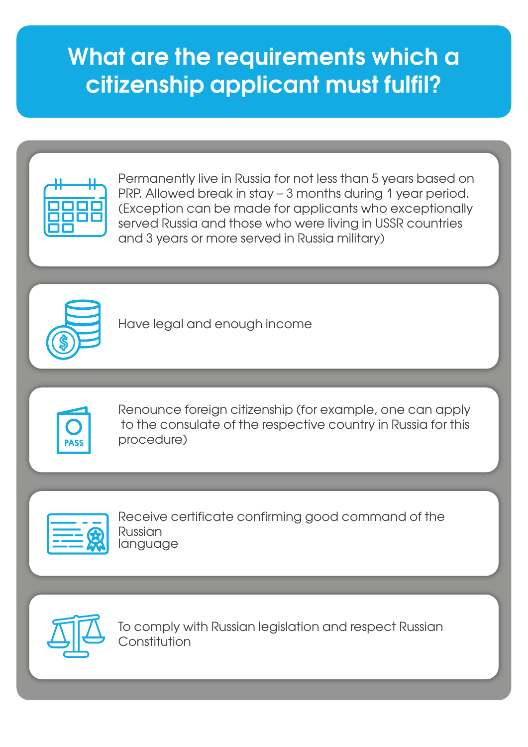# What are the requirements which a citizenship applicant must fulfil?

- Permanently live in Russia for not less than 5 years based on PRP. Allowed break in stay – 3 months during 1 year period. (Exception can be made for applicants who exceptionally served Russia and those who were living in USSR countries and 3 years or more served in Russia military)
- Have legal and enough income
- Renounce foreign citizenship (for example, one can apply to the consulate of the respective country in Russia for this procedure)
- Receive certificate confirming good command of the Russian language
- To comply with Russian legislation and respect Russian Constitution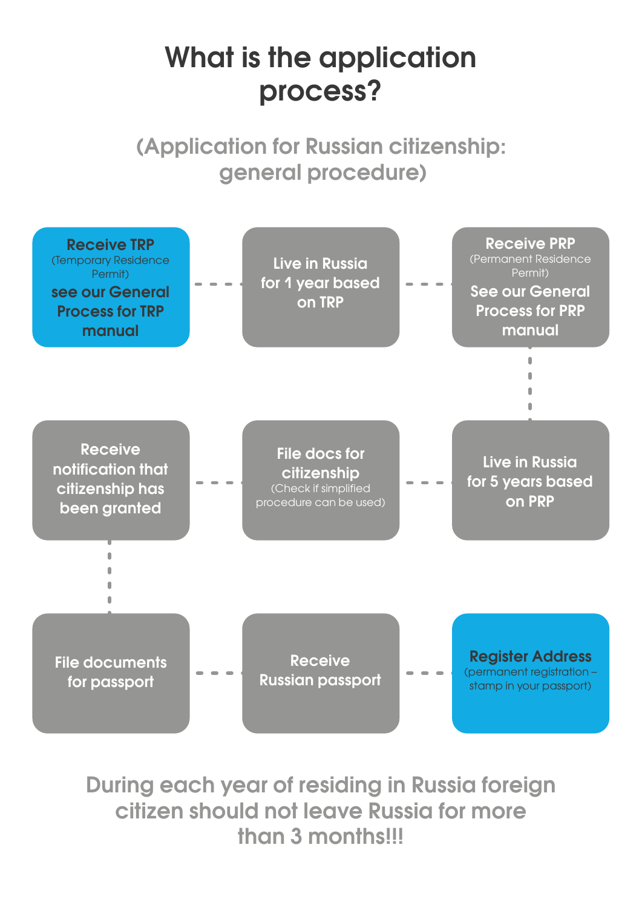# What is the application process?

## (Application for Russian citizenship: general procedure)

1. **Receive TRP** (Temporary Residence Permit) see our General Process for TRP manual
2. **Live in Russia for 1 year based on TRP**
3. **Receive PRP** (Permanent Residence Permit) See our General Process for PRP manual
4. **Live in Russia for 5 years based on PRP**
5. **File docs for citizenship** (Check if simplified procedure can be used)
6. **Receive notification that citizenship has been granted**
7. **File documents for passport**
8. **Receive Russian passport**
9. **Register Address** (permanent registration – stamp in your passport)

**During each year of residing in Russia foreign citizen should not leave Russia for more than 3 months!!!**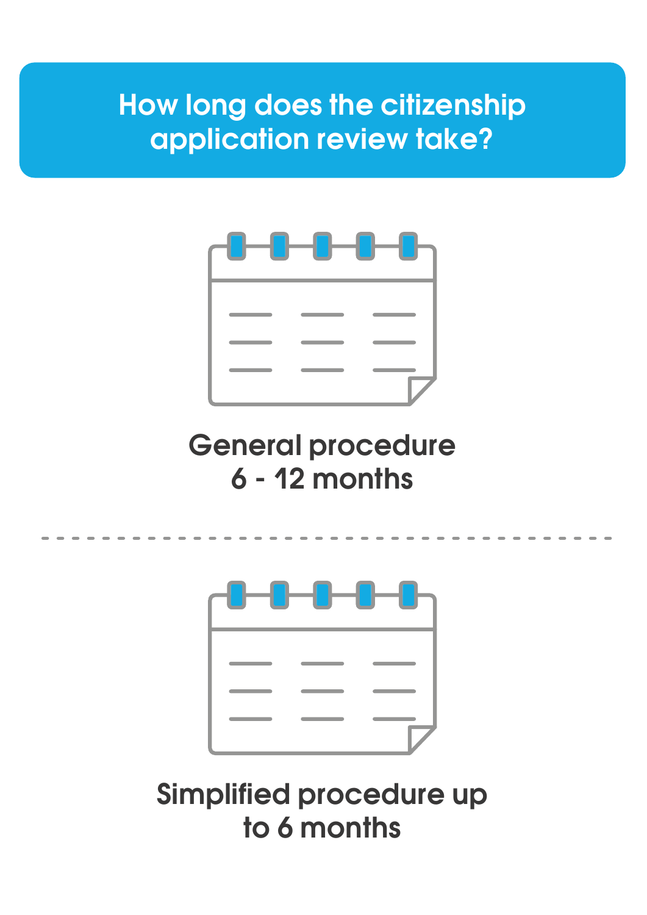# How long does the citizenship application review take?

**General procedure**
**6 - 12 months**

---

**Simplified procedure up to 6 months**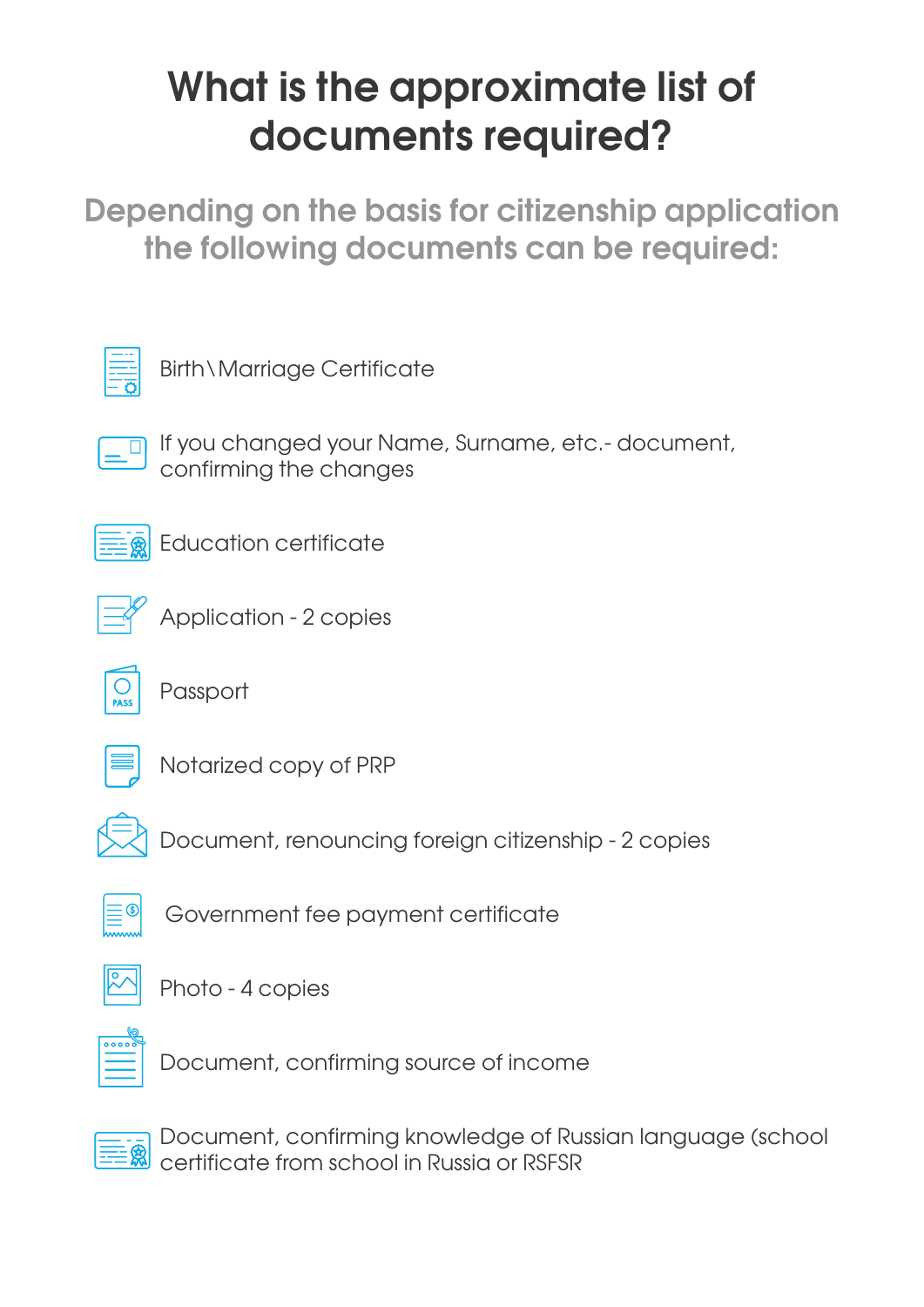# What is the approximate list of documents required?

## Depending on the basis for citizenship application the following documents can be required:

- Birth\Marriage Certificate
- If you changed your Name, Surname, etc.- document, confirming the changes
- Education certificate
- Application - 2 copies
- Passport
- Notarized copy of PRP
- Document, renouncing foreign citizenship - 2 copies
- Government fee payment certificate
- Photo - 4 copies
- Document, confirming source of income
- Document, confirming knowledge of Russian language (school certificate from school in Russia or RSFSR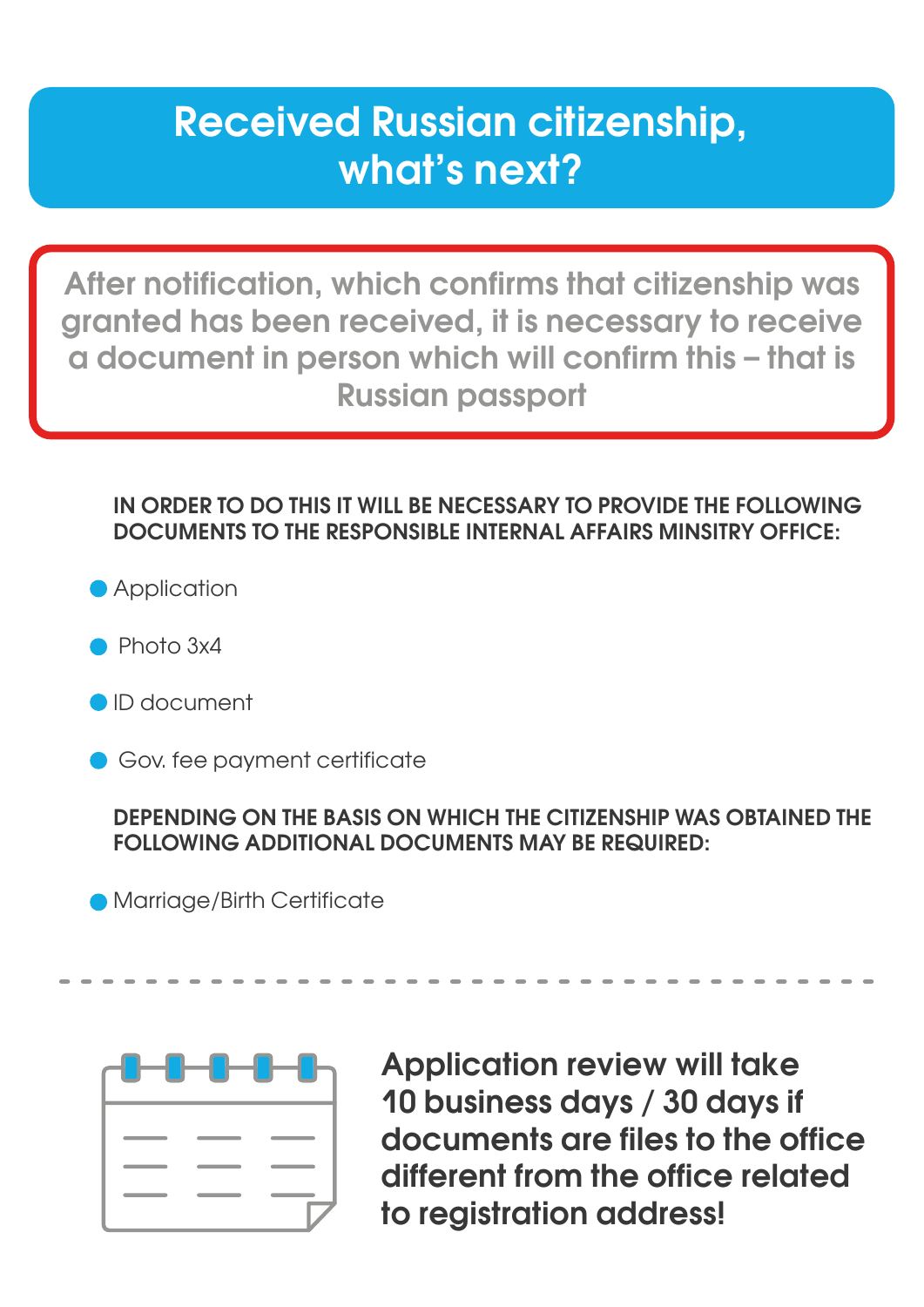# Received Russian citizenship, what's next?

After notification, which confirms that citizenship was granted has been received, it is necessary to receive a document in person which will confirm this – that is Russian passport

**IN ORDER TO DO THIS IT WILL BE NECESSARY TO PROVIDE THE FOLLOWING DOCUMENTS TO THE RESPONSIBLE INTERNAL AFFAIRS MINSITRY OFFICE:**

- Application
- Photo 3x4
- ID document
- Gov. fee payment certificate

**DEPENDING ON THE BASIS ON WHICH THE CITIZENSHIP WAS OBTAINED THE FOLLOWING ADDITIONAL DOCUMENTS MAY BE REQUIRED:**

- Marriage/Birth Certificate

---

**Application review will take 10 business days / 30 days if documents are files to the office different from the office related to registration address!**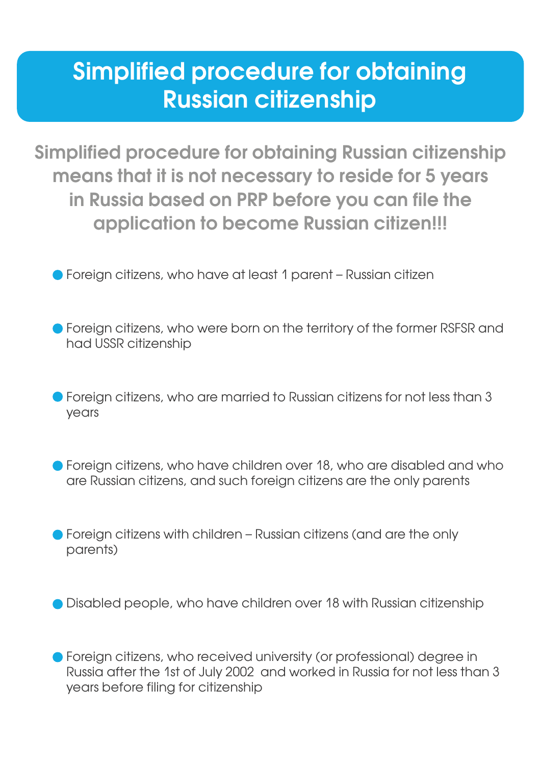# Simplified procedure for obtaining Russian citizenship

**Simplified procedure for obtaining Russian citizenship means that it is not necessary to reside for 5 years in Russia based on PRP before you can file the application to become Russian citizen!!!**

- Foreign citizens, who have at least 1 parent – Russian citizen
- Foreign citizens, who were born on the territory of the former RSFSR and had USSR citizenship
- Foreign citizens, who are married to Russian citizens for not less than 3 years
- Foreign citizens, who have children over 18, who are disabled and who are Russian citizens, and such foreign citizens are the only parents
- Foreign citizens with children – Russian citizens (and are the only parents)
- Disabled people, who have children over 18 with Russian citizenship
- Foreign citizens, who received university (or professional) degree in Russia after the 1st of July 2002 and worked in Russia for not less than 3 years before filing for citizenship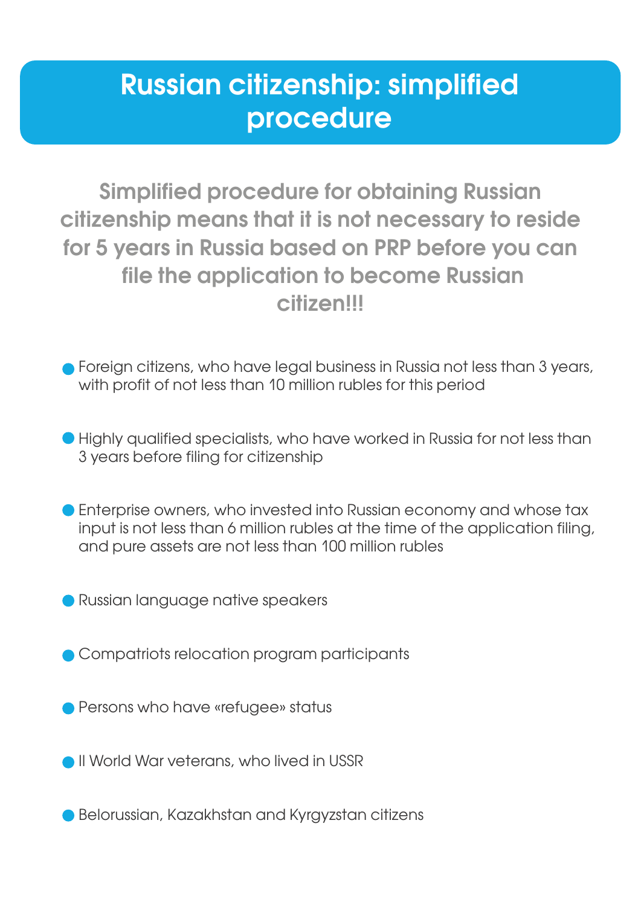# Russian citizenship: simplified procedure

**Simplified procedure for obtaining Russian citizenship means that it is not necessary to reside for 5 years in Russia based on PRP before you can file the application to become Russian citizen!!!**

- Foreign citizens, who have legal business in Russia not less than 3 years, with profit of not less than 10 million rubles for this period
- Highly qualified specialists, who have worked in Russia for not less than 3 years before filing for citizenship
- Enterprise owners, who invested into Russian economy and whose tax input is not less than 6 million rubles at the time of the application filing, and pure assets are not less than 100 million rubles
- Russian language native speakers
- Compatriots relocation program participants
- Persons who have «refugee» status
- II World War veterans, who lived in USSR
- Belorussian, Kazakhstan and Kyrgyzstan citizens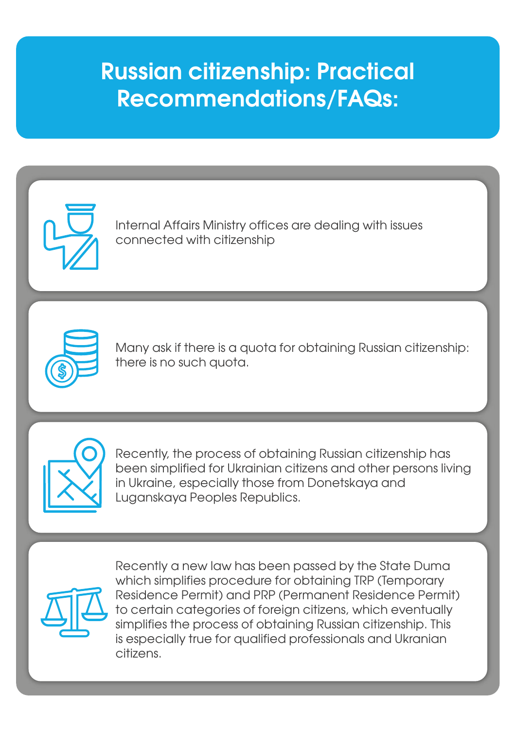# Russian citizenship: Practical Recommendations/FAQs:

Internal Affairs Ministry offices are dealing with issues connected with citizenship

Many ask if there is a quota for obtaining Russian citizenship: there is no such quota.

Recently, the process of obtaining Russian citizenship has been simplified for Ukrainian citizens and other persons living in Ukraine, especially those from Donetskaya and Luganskaya Peoples Republics.

Recently a new law has been passed by the State Duma which simplifies procedure for obtaining TRP (Temporary Residence Permit) and PRP (Permanent Residence Permit) to certain categories of foreign citizens, which eventually simplifies the process of obtaining Russian citizenship. This is especially true for qualified professionals and Ukranian citizens.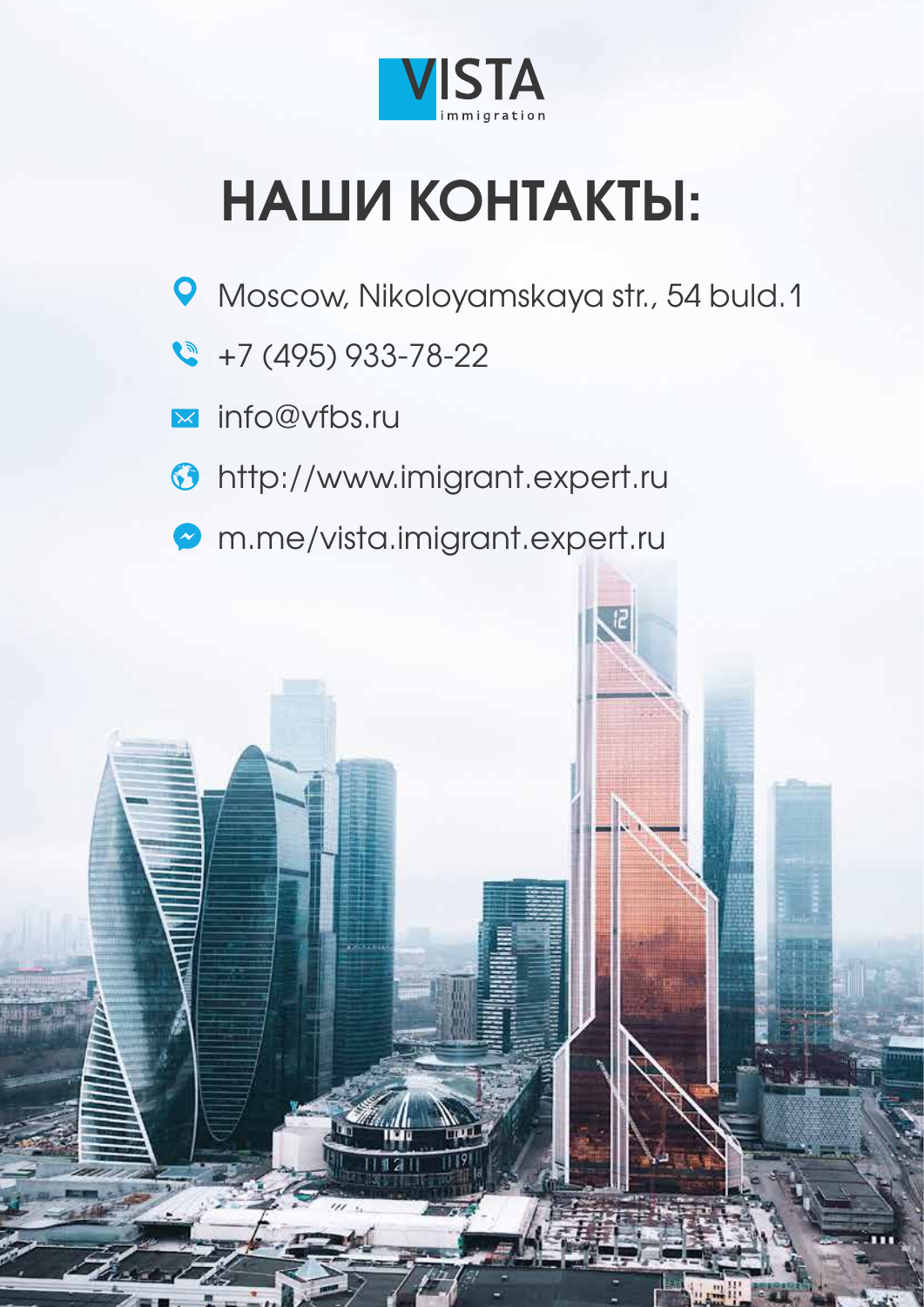VISTA immigration

# НАШИ КОНТАКТЫ:

- Moscow, Nikoloyamskaya str., 54 buld.1
- +7 (495) 933-78-22
- info@vfbs.ru
- http://www.imigrant.expert.ru
- m.me/vista.imigrant.expert.ru